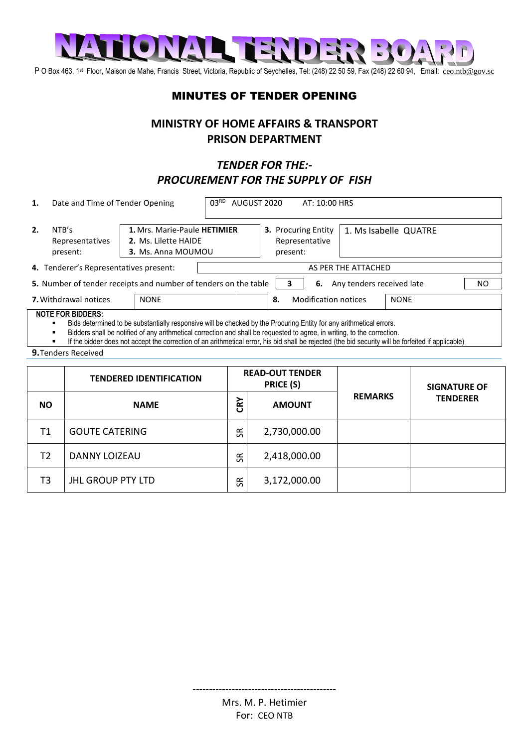# NATIONAL TENDER BOARD

P O Box 463, 1st Floor, Maison de Mahe, Francis Street, Victoria, Republic of Seychelles, Tel: (248) 22 50 59, Fax (248) 22 60 94, Email: ceo.ntb@gov.sc

## MINUTES OF TENDER OPENING

## MINISTRY OF HOME AFFAIRS & TRANSPORT
## PRISON DEPARTMENT

### *TENDER FOR THE:-*
### *PROCUREMENT FOR THE SUPPLY OF FISH*

| | | | |
|---|---|---|---|
| **1.** Date and Time of Tender Opening | 03RD AUGUST 2020 AT: 10:00 HRS | | |
| **2.** NTB's Representatives present: | **1.** Mrs. Marie-Paule **HETIMIER**<br>**2.** Ms. Lilette HAIDE<br>**3.** Ms. Anna MOUMOU | **3.** Procuring Entity Representative present: | 1. Ms Isabelle QUATRE |
| **4.** Tenderer's Representatives present: | AS PER THE ATTACHED | | |
| **5.** Number of tender receipts and number of tenders on the table | 3 | **6.** Any tenders received late | NO |
| **7.** Withdrawal notices | NONE | **8.** Modification notices | NONE |

**NOTE FOR BIDDERS:**

- Bids determined to be substantially responsive will be checked by the Procuring Entity for any arithmetical errors.
- Bidders shall be notified of any arithmetical correction and shall be requested to agree, in writing, to the correction.
- If the bidder does not accept the correction of an arithmetical error, his bid shall be rejected (the bid security will be forfeited if applicable)

**9.** Tenders Received

| | **TENDERED IDENTIFICATION** | **READ-OUT TENDER PRICE (S)** | | **REMARKS** | **SIGNATURE OF TENDERER** |
|---|---|---|---|---|---|
| **NO** | **NAME** | **CRY** | **AMOUNT** | | |
| T1 | GOUTE CATERING | SR | 2,730,000.00 | | |
| T2 | DANNY LOIZEAU | SR | 2,418,000.00 | | |
| T3 | JHL GROUP PTY LTD | SR | 3,172,000.00 | | |

--------------------------------------------

Mrs. M. P. Hetimier
For: CEO NTB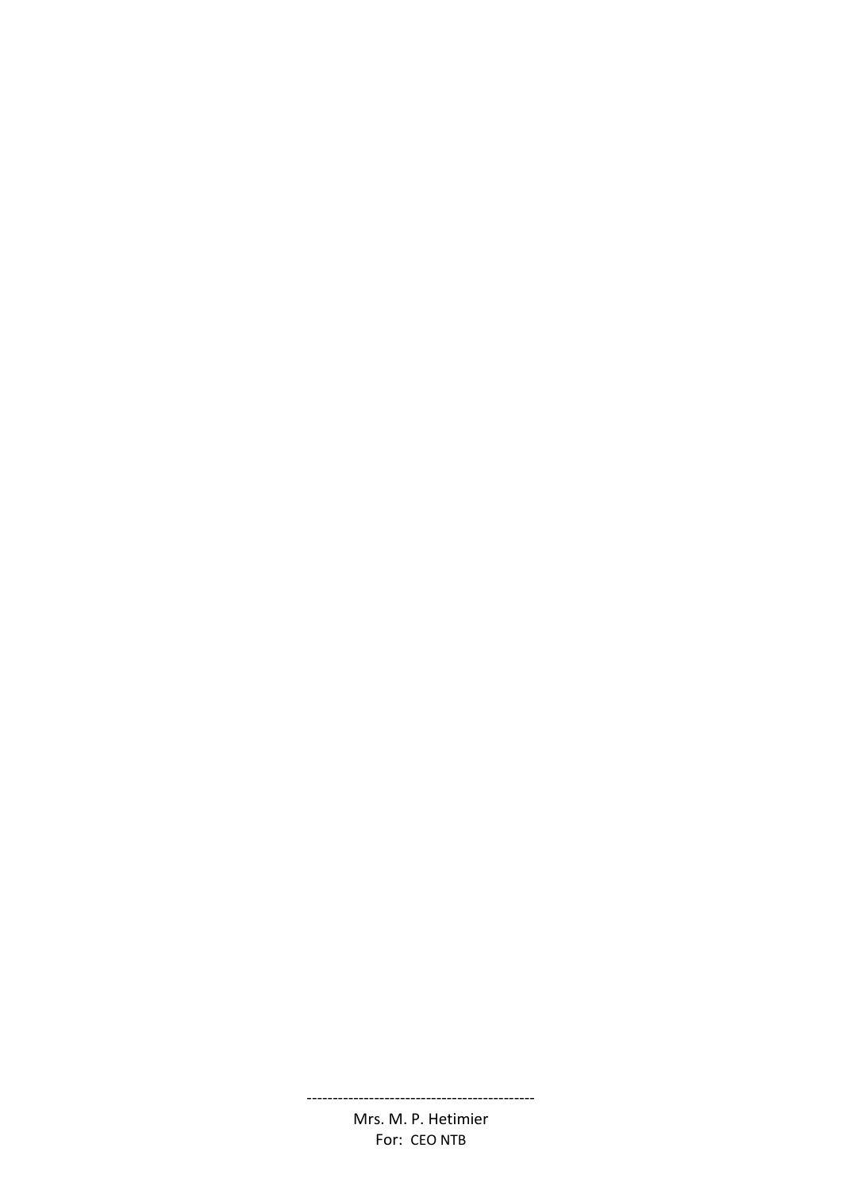---------------------------------------------

Mrs. M. P. Hetimier

For: CEO NTB